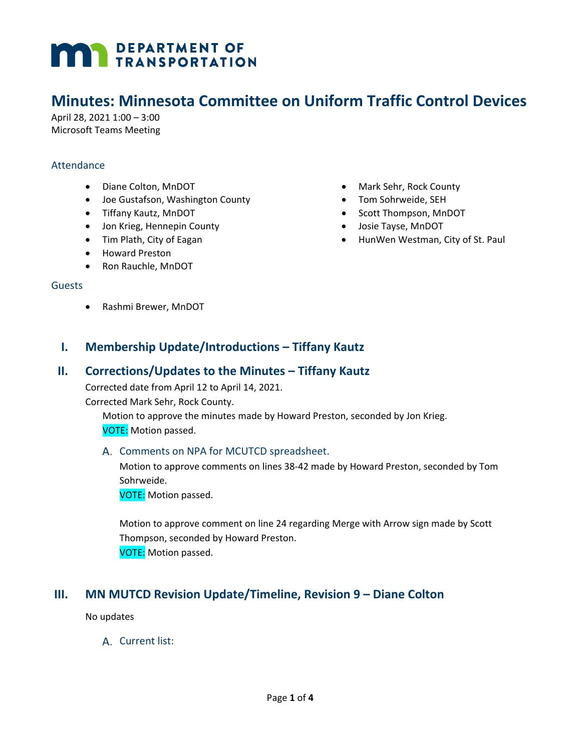# MINNESOTA DEPARTMENT OF TRANSPORTATION

# Minutes: Minnesota Committee on Uniform Traffic Control Devices

April 28, 2021 1:00 – 3:00
Microsoft Teams Meeting

## Attendance

- Diane Colton, MnDOT
- Joe Gustafson, Washington County
- Tiffany Kautz, MnDOT
- Jon Krieg, Hennepin County
- Tim Plath, City of Eagan
- Howard Preston
- Ron Rauchle, MnDOT
- Mark Sehr, Rock County
- Tom Sohrweide, SEH
- Scott Thompson, MnDOT
- Josie Tayse, MnDOT
- HunWen Westman, City of St. Paul

## Guests

- Rashmi Brewer, MnDOT

## I. Membership Update/Introductions – Tiffany Kautz

## II. Corrections/Updates to the Minutes – Tiffany Kautz

Corrected date from April 12 to April 14, 2021.

Corrected Mark Sehr, Rock County.

Motion to approve the minutes made by Howard Preston, seconded by Jon Krieg.
VOTE: Motion passed.

### A. Comments on NPA for MCUTCD spreadsheet.

Motion to approve comments on lines 38-42 made by Howard Preston, seconded by Tom Sohrweide.
VOTE: Motion passed.

Motion to approve comment on line 24 regarding Merge with Arrow sign made by Scott Thompson, seconded by Howard Preston.
VOTE: Motion passed.

## III. MN MUTCD Revision Update/Timeline, Revision 9 – Diane Colton

No updates

### A. Current list: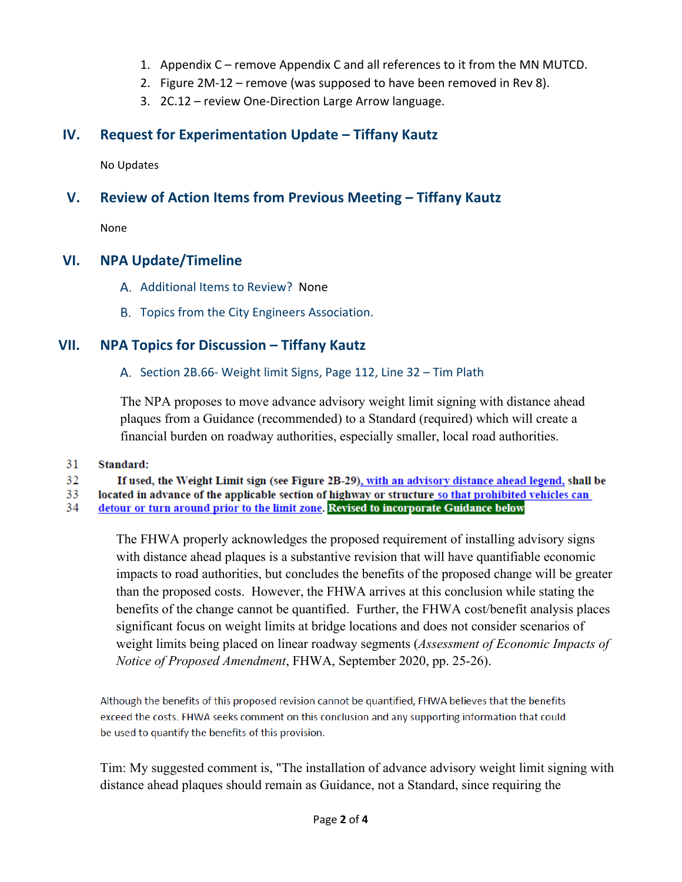1. Appendix C – remove Appendix C and all references to it from the MN MUTCD.
2. Figure 2M-12 – remove (was supposed to have been removed in Rev 8).
3. 2C.12 – review One-Direction Large Arrow language.

## IV. Request for Experimentation Update – Tiffany Kautz

No Updates

## V. Review of Action Items from Previous Meeting – Tiffany Kautz

None

## VI. NPA Update/Timeline

A. Additional Items to Review? None

B. Topics from the City Engineers Association.

## VII. NPA Topics for Discussion – Tiffany Kautz

### A. Section 2B.66- Weight limit Signs, Page 112, Line 32 – Tim Plath

The NPA proposes to move advance advisory weight limit signing with distance ahead plaques from a Guidance (recommended) to a Standard (required) which will create a financial burden on roadway authorities, especially smaller, local road authorities.

31 **Standard:**
32 **If used, the Weight Limit sign (see Figure 2B-29), with an advisory distance ahead legend, shall be**
33 **located in advance of the applicable section of highway or structure so that prohibited vehicles can**
34 **detour or turn around prior to the limit zone. Revised to incorporate Guidance below**

The FHWA properly acknowledges the proposed requirement of installing advisory signs with distance ahead plaques is a substantive revision that will have quantifiable economic impacts to road authorities, but concludes the benefits of the proposed change will be greater than the proposed costs. However, the FHWA arrives at this conclusion while stating the benefits of the change cannot be quantified. Further, the FHWA cost/benefit analysis places significant focus on weight limits at bridge locations and does not consider scenarios of weight limits being placed on linear roadway segments (*Assessment of Economic Impacts of Notice of Proposed Amendment*, FHWA, September 2020, pp. 25-26).

Although the benefits of this proposed revision cannot be quantified, FHWA believes that the benefits exceed the costs. FHWA seeks comment on this conclusion and any supporting information that could be used to quantify the benefits of this provision.

Tim: My suggested comment is, "The installation of advance advisory weight limit signing with distance ahead plaques should remain as Guidance, not a Standard, since requiring the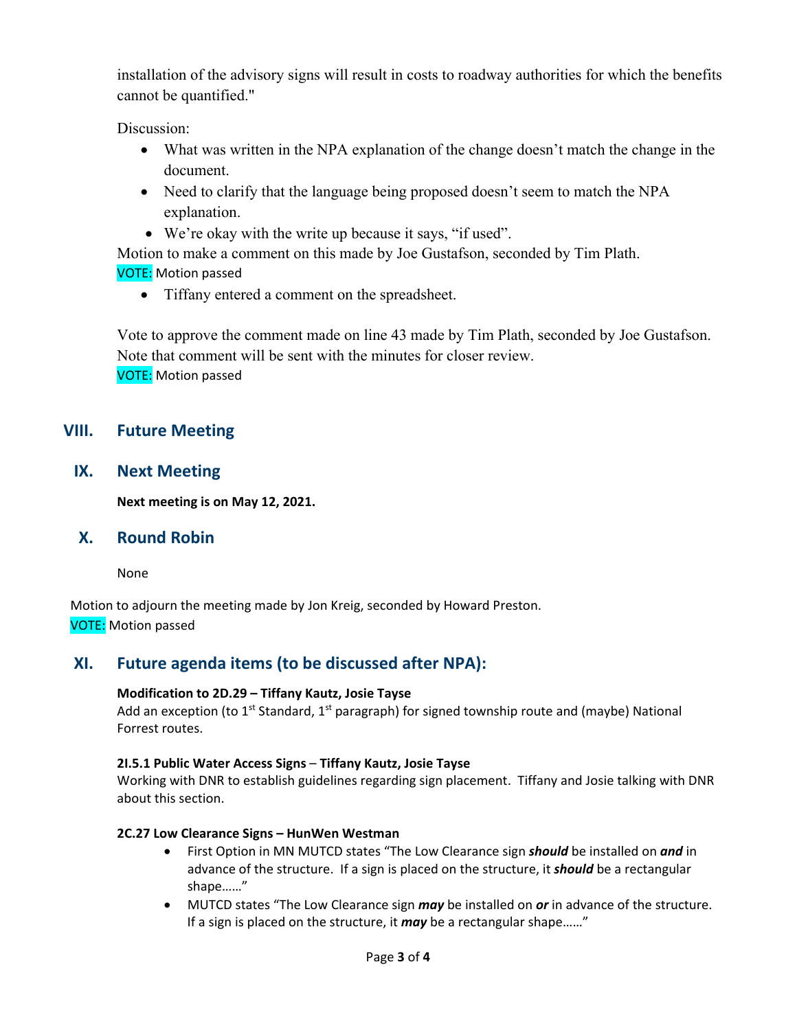installation of the advisory signs will result in costs to roadway authorities for which the benefits cannot be quantified."

Discussion:

- What was written in the NPA explanation of the change doesn't match the change in the document.
- Need to clarify that the language being proposed doesn't seem to match the NPA explanation.
- We're okay with the write up because it says, "if used".

Motion to make a comment on this made by Joe Gustafson, seconded by Tim Plath.
VOTE: Motion passed

- Tiffany entered a comment on the spreadsheet.

Vote to approve the comment made on line 43 made by Tim Plath, seconded by Joe Gustafson. Note that comment will be sent with the minutes for closer review.
VOTE: Motion passed

## VIII. Future Meeting

## IX. Next Meeting

**Next meeting is on May 12, 2021.**

## X. Round Robin

None

Motion to adjourn the meeting made by Jon Kreig, seconded by Howard Preston.
VOTE: Motion passed

## XI. Future agenda items (to be discussed after NPA):

**Modification to 2D.29 – Tiffany Kautz, Josie Tayse**
Add an exception (to 1st Standard, 1st paragraph) for signed township route and (maybe) National Forrest routes.

**2I.5.1 Public Water Access Signs – Tiffany Kautz, Josie Tayse**
Working with DNR to establish guidelines regarding sign placement. Tiffany and Josie talking with DNR about this section.

**2C.27 Low Clearance Signs – HunWen Westman**

- First Option in MN MUTCD states "The Low Clearance sign ***should*** be installed on ***and*** in advance of the structure. If a sign is placed on the structure, it ***should*** be a rectangular shape……"
- MUTCD states "The Low Clearance sign ***may*** be installed on ***or*** in advance of the structure. If a sign is placed on the structure, it ***may*** be a rectangular shape……"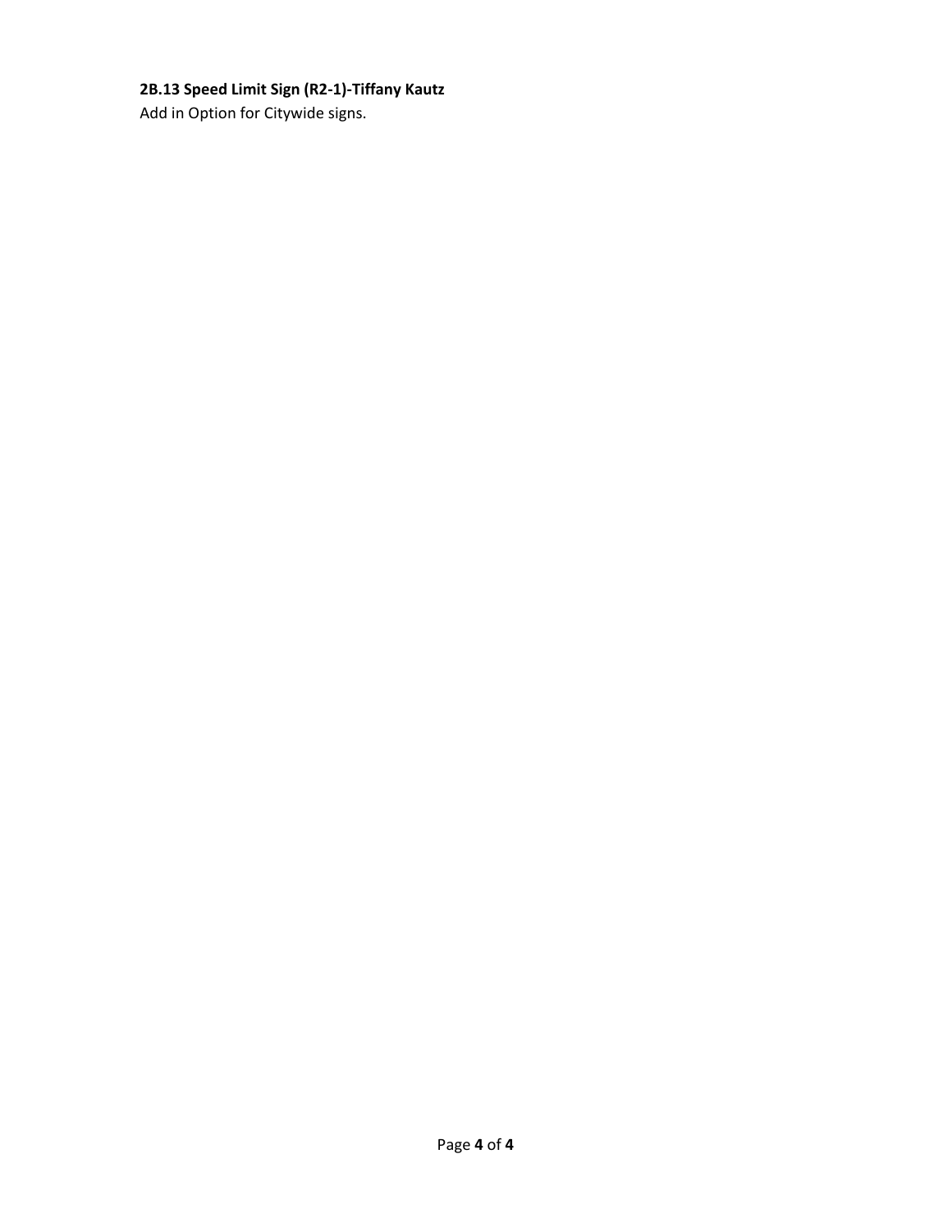**2B.13 Speed Limit Sign (R2-1)-Tiffany Kautz**

Add in Option for Citywide signs.